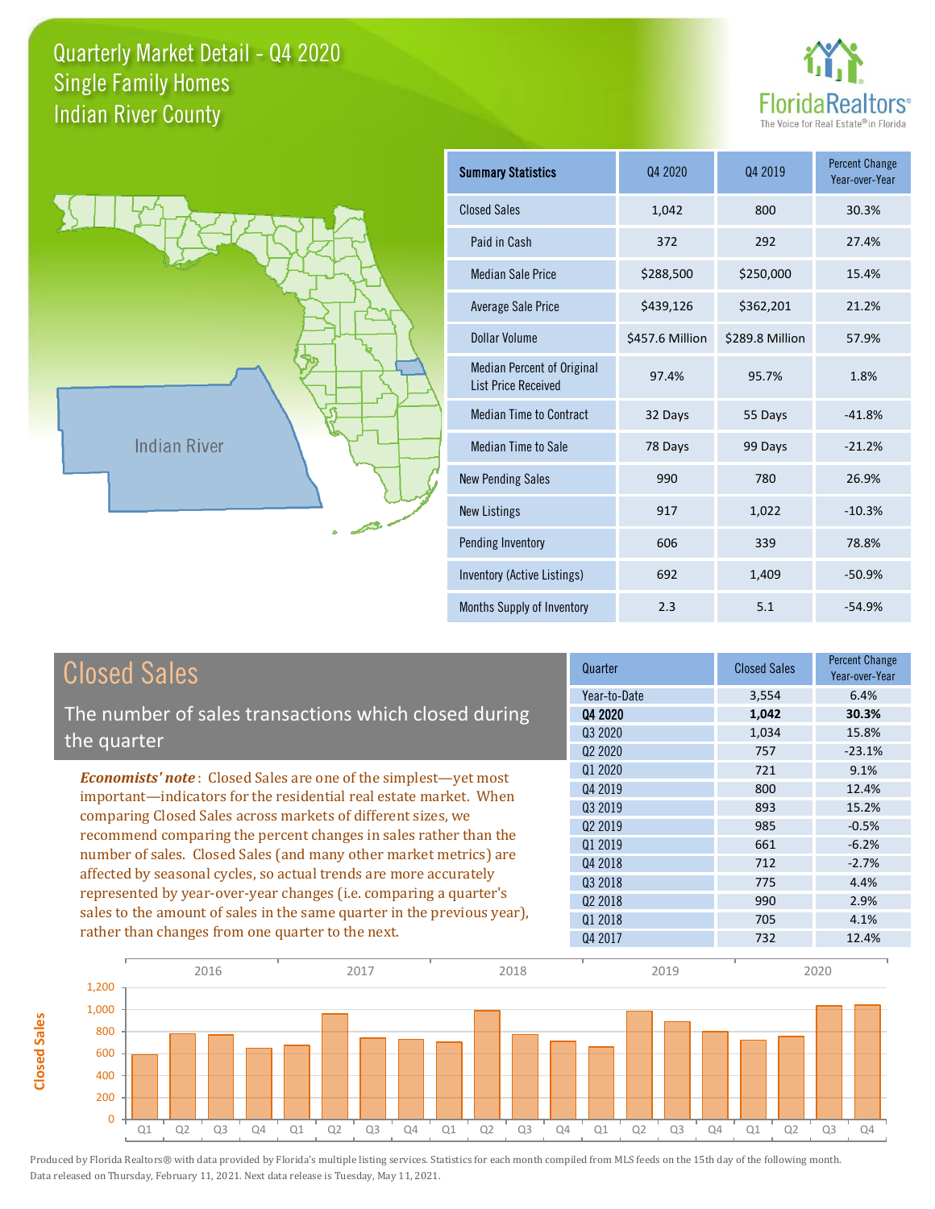# Quarterly Market Detail - Q4 2020
## Single Family Homes
## Indian River County

FloridaRealtors® The Voice for Real Estate® in Florida

Indian River

| Summary Statistics | Q4 2020 | Q4 2019 | Percent Change Year-over-Year |
|---|---|---|---|
| Closed Sales | 1,042 | 800 | 30.3% |
| Paid in Cash | 372 | 292 | 27.4% |
| Median Sale Price | $288,500 | $250,000 | 15.4% |
| Average Sale Price | $439,126 | $362,201 | 21.2% |
| Dollar Volume | $457.6 Million | $289.8 Million | 57.9% |
| Median Percent of Original List Price Received | 97.4% | 95.7% | 1.8% |
| Median Time to Contract | 32 Days | 55 Days | -41.8% |
| Median Time to Sale | 78 Days | 99 Days | -21.2% |
| New Pending Sales | 990 | 780 | 26.9% |
| New Listings | 917 | 1,022 | -10.3% |
| Pending Inventory | 606 | 339 | 78.8% |
| Inventory (Active Listings) | 692 | 1,409 | -50.9% |
| Months Supply of Inventory | 2.3 | 5.1 | -54.9% |

## Closed Sales

The number of sales transactions which closed during the quarter

***Economists' note***: Closed Sales are one of the simplest—yet most important—indicators for the residential real estate market. When comparing Closed Sales across markets of different sizes, we recommend comparing the percent changes in sales rather than the number of sales. Closed Sales (and many other market metrics) are affected by seasonal cycles, so actual trends are more accurately represented by year-over-year changes (i.e. comparing a quarter's sales to the amount of sales in the same quarter in the previous year), rather than changes from one quarter to the next.

| Quarter | Closed Sales | Percent Change Year-over-Year |
|---|---|---|
| Year-to-Date | 3,554 | 6.4% |
| **Q4 2020** | **1,042** | **30.3%** |
| Q3 2020 | 1,034 | 15.8% |
| Q2 2020 | 757 | -23.1% |
| Q1 2020 | 721 | 9.1% |
| Q4 2019 | 800 | 12.4% |
| Q3 2019 | 893 | 15.2% |
| Q2 2019 | 985 | -0.5% |
| Q1 2019 | 661 | -6.2% |
| Q4 2018 | 712 | -2.7% |
| Q3 2018 | 775 | 4.4% |
| Q2 2018 | 990 | 2.9% |
| Q1 2018 | 705 | 4.1% |
| Q4 2017 | 732 | 12.4% |

Produced by Florida Realtors® with data provided by Florida's multiple listing services. Statistics for each month compiled from MLS feeds on the 15th day of the following month. Data released on Thursday, February 11, 2021. Next data release is Tuesday, May 11, 2021.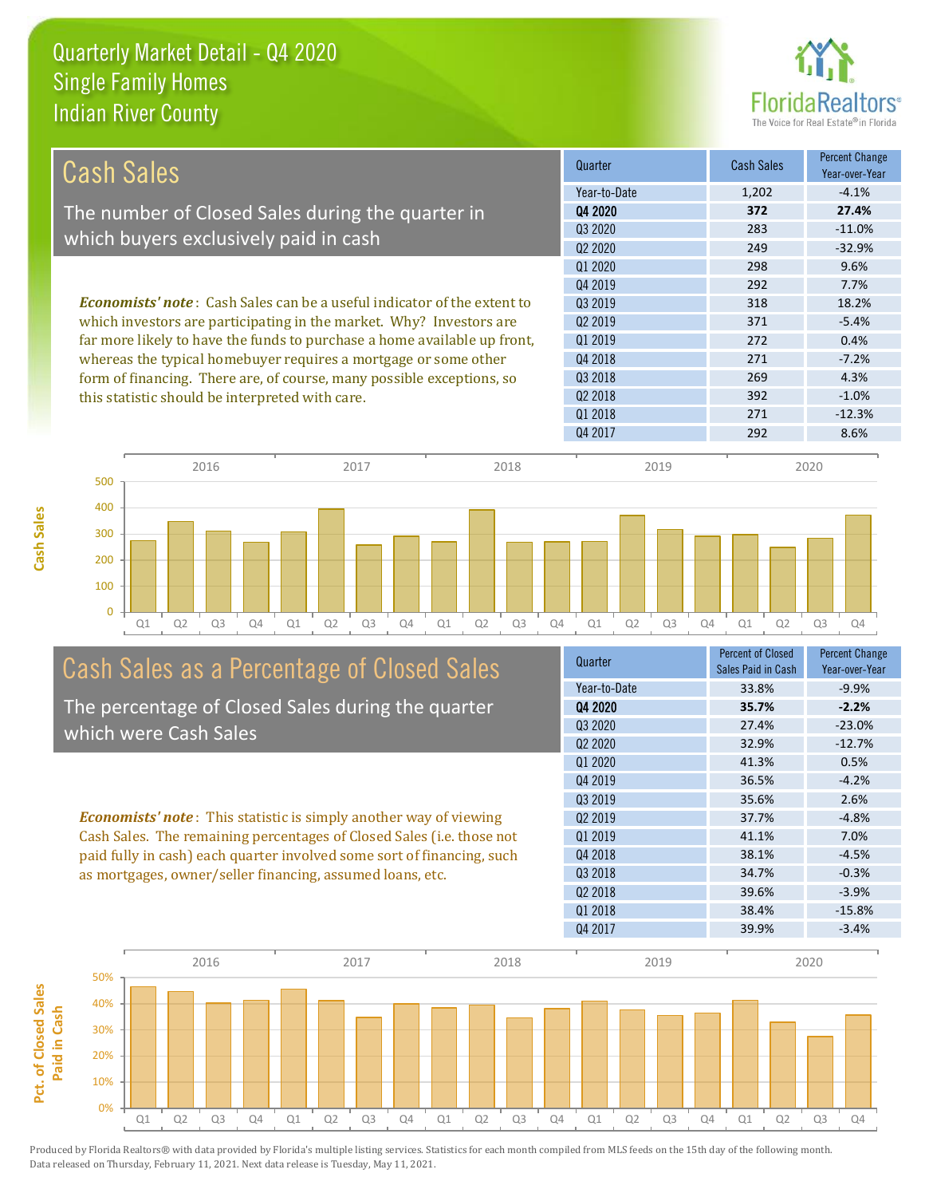# Quarterly Market Detail - Q4 2020
## Single Family Homes
## Indian River County

## Cash Sales

The number of Closed Sales during the quarter in which buyers exclusively paid in cash

***Economists' note***: Cash Sales can be a useful indicator of the extent to which investors are participating in the market. Why? Investors are far more likely to have the funds to purchase a home available up front, whereas the typical homebuyer requires a mortgage or some other form of financing. There are, of course, many possible exceptions, so this statistic should be interpreted with care.

| Quarter | Cash Sales | Percent Change Year-over-Year |
|---|---|---|
| Year-to-Date | 1,202 | -4.1% |
| **Q4 2020** | **372** | **27.4%** |
| Q3 2020 | 283 | -11.0% |
| Q2 2020 | 249 | -32.9% |
| Q1 2020 | 298 | 9.6% |
| Q4 2019 | 292 | 7.7% |
| Q3 2019 | 318 | 18.2% |
| Q2 2019 | 371 | -5.4% |
| Q1 2019 | 272 | 0.4% |
| Q4 2018 | 271 | -7.2% |
| Q3 2018 | 269 | 4.3% |
| Q2 2018 | 392 | -1.0% |
| Q1 2018 | 271 | -12.3% |
| Q4 2017 | 292 | 8.6% |

## Cash Sales as a Percentage of Closed Sales

The percentage of Closed Sales during the quarter which were Cash Sales

***Economists' note***: This statistic is simply another way of viewing Cash Sales. The remaining percentages of Closed Sales (i.e. those not paid fully in cash) each quarter involved some sort of financing, such as mortgages, owner/seller financing, assumed loans, etc.

| Quarter | Percent of Closed Sales Paid in Cash | Percent Change Year-over-Year |
|---|---|---|
| Year-to-Date | 33.8% | -9.9% |
| **Q4 2020** | **35.7%** | **-2.2%** |
| Q3 2020 | 27.4% | -23.0% |
| Q2 2020 | 32.9% | -12.7% |
| Q1 2020 | 41.3% | 0.5% |
| Q4 2019 | 36.5% | -4.2% |
| Q3 2019 | 35.6% | 2.6% |
| Q2 2019 | 37.7% | -4.8% |
| Q1 2019 | 41.1% | 7.0% |
| Q4 2018 | 38.1% | -4.5% |
| Q3 2018 | 34.7% | -0.3% |
| Q2 2018 | 39.6% | -3.9% |
| Q1 2018 | 38.4% | -15.8% |
| Q4 2017 | 39.9% | -3.4% |

Produced by Florida Realtors® with data provided by Florida's multiple listing services. Statistics for each month compiled from MLS feeds on the 15th day of the following month. Data released on Thursday, February 11, 2021. Next data release is Tuesday, May 11, 2021.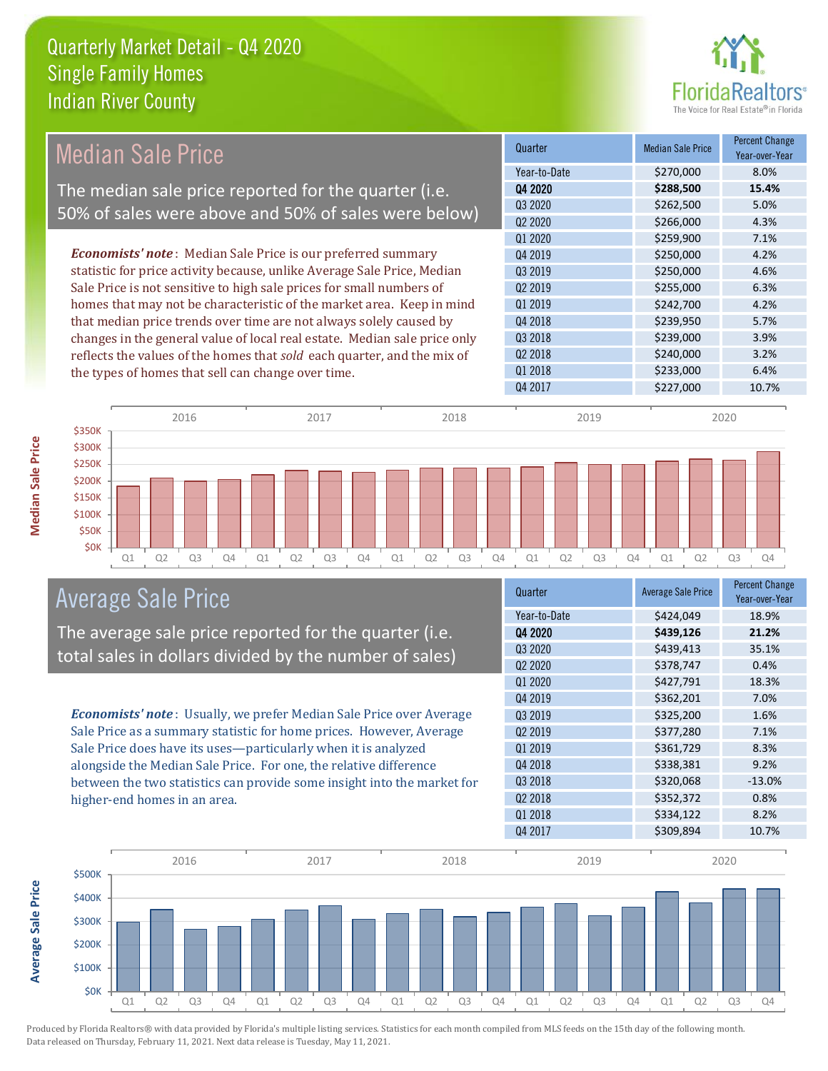# Quarterly Market Detail - Q4 2020
## Single Family Homes
## Indian River County

## Median Sale Price

The median sale price reported for the quarter (i.e. 50% of sales were above and 50% of sales were below)

***Economists' note***: Median Sale Price is our preferred summary statistic for price activity because, unlike Average Sale Price, Median Sale Price is not sensitive to high sale prices for small numbers of homes that may not be characteristic of the market area. Keep in mind that median price trends over time are not always solely caused by changes in the general value of local real estate. Median sale price only reflects the values of the homes that *sold* each quarter, and the mix of the types of homes that sell can change over time.

| Quarter | Median Sale Price | Percent Change Year-over-Year |
|---|---|---|
| Year-to-Date | $270,000 | 8.0% |
| **Q4 2020** | **$288,500** | **15.4%** |
| Q3 2020 | $262,500 | 5.0% |
| Q2 2020 | $266,000 | 4.3% |
| Q1 2020 | $259,900 | 7.1% |
| Q4 2019 | $250,000 | 4.2% |
| Q3 2019 | $250,000 | 4.6% |
| Q2 2019 | $255,000 | 6.3% |
| Q1 2019 | $242,700 | 4.2% |
| Q4 2018 | $239,950 | 5.7% |
| Q3 2018 | $239,000 | 3.9% |
| Q2 2018 | $240,000 | 3.2% |
| Q1 2018 | $233,000 | 6.4% |
| Q4 2017 | $227,000 | 10.7% |

## Average Sale Price

The average sale price reported for the quarter (i.e. total sales in dollars divided by the number of sales)

***Economists' note***: Usually, we prefer Median Sale Price over Average Sale Price as a summary statistic for home prices. However, Average Sale Price does have its uses—particularly when it is analyzed alongside the Median Sale Price. For one, the relative difference between the two statistics can provide some insight into the market for higher-end homes in an area.

| Quarter | Average Sale Price | Percent Change Year-over-Year |
|---|---|---|
| Year-to-Date | $424,049 | 18.9% |
| **Q4 2020** | **$439,126** | **21.2%** |
| Q3 2020 | $439,413 | 35.1% |
| Q2 2020 | $378,747 | 0.4% |
| Q1 2020 | $427,791 | 18.3% |
| Q4 2019 | $362,201 | 7.0% |
| Q3 2019 | $325,200 | 1.6% |
| Q2 2019 | $377,280 | 7.1% |
| Q1 2019 | $361,729 | 8.3% |
| Q4 2018 | $338,381 | 9.2% |
| Q3 2018 | $320,068 | -13.0% |
| Q2 2018 | $352,372 | 0.8% |
| Q1 2018 | $334,122 | 8.2% |
| Q4 2017 | $309,894 | 10.7% |

Produced by Florida Realtors® with data provided by Florida's multiple listing services. Statistics for each month compiled from MLS feeds on the 15th day of the following month. Data released on Thursday, February 11, 2021. Next data release is Tuesday, May 11, 2021.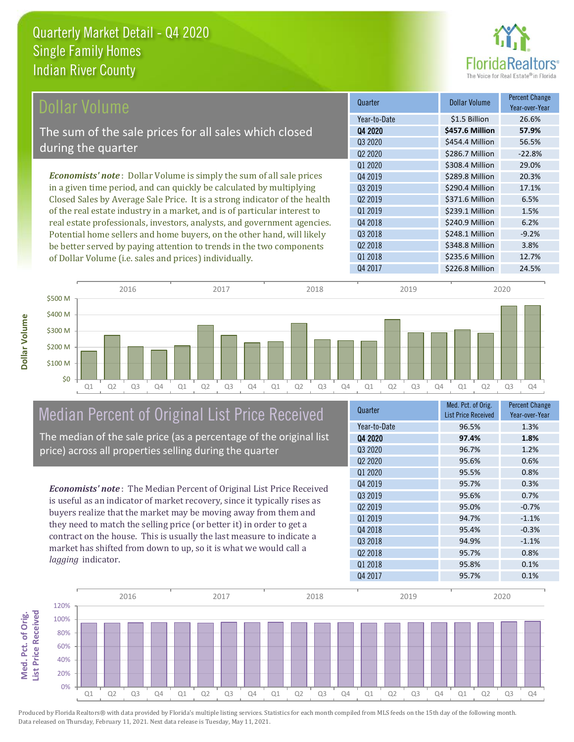# Quarterly Market Detail - Q4 2020
## Single Family Homes
## Indian River County

## Dollar Volume

The sum of the sale prices for all sales which closed during the quarter

*Economists' note*: Dollar Volume is simply the sum of all sale prices in a given time period, and can quickly be calculated by multiplying Closed Sales by Average Sale Price. It is a strong indicator of the health of the real estate industry in a market, and is of particular interest to real estate professionals, investors, analysts, and government agencies. Potential home sellers and home buyers, on the other hand, will likely be better served by paying attention to trends in the two components of Dollar Volume (i.e. sales and prices) individually.

| Quarter | Dollar Volume | Percent Change Year-over-Year |
|---|---|---|
| Year-to-Date | $1.5 Billion | 26.6% |
| **Q4 2020** | **$457.6 Million** | **57.9%** |
| Q3 2020 | $454.4 Million | 56.5% |
| Q2 2020 | $286.7 Million | -22.8% |
| Q1 2020 | $308.4 Million | 29.0% |
| Q4 2019 | $289.8 Million | 20.3% |
| Q3 2019 | $290.4 Million | 17.1% |
| Q2 2019 | $371.6 Million | 6.5% |
| Q1 2019 | $239.1 Million | 1.5% |
| Q4 2018 | $240.9 Million | 6.2% |
| Q3 2018 | $248.1 Million | -9.2% |
| Q2 2018 | $348.8 Million | 3.8% |
| Q1 2018 | $235.6 Million | 12.7% |
| Q4 2017 | $226.8 Million | 24.5% |

## Median Percent of Original List Price Received

The median of the sale price (as a percentage of the original list price) across all properties selling during the quarter

*Economists' note*: The Median Percent of Original List Price Received is useful as an indicator of market recovery, since it typically rises as buyers realize that the market may be moving away from them and they need to match the selling price (or better it) in order to get a contract on the house. This is usually the last measure to indicate a market has shifted from down to up, so it is what we would call a *lagging* indicator.

| Quarter | Med. Pct. of Orig. List Price Received | Percent Change Year-over-Year |
|---|---|---|
| Year-to-Date | 96.5% | 1.3% |
| **Q4 2020** | **97.4%** | **1.8%** |
| Q3 2020 | 96.7% | 1.2% |
| Q2 2020 | 95.6% | 0.6% |
| Q1 2020 | 95.5% | 0.8% |
| Q4 2019 | 95.7% | 0.3% |
| Q3 2019 | 95.6% | 0.7% |
| Q2 2019 | 95.0% | -0.7% |
| Q1 2019 | 94.7% | -1.1% |
| Q4 2018 | 95.4% | -0.3% |
| Q3 2018 | 94.9% | -1.1% |
| Q2 2018 | 95.7% | 0.8% |
| Q1 2018 | 95.8% | 0.1% |
| Q4 2017 | 95.7% | 0.1% |

Produced by Florida Realtors® with data provided by Florida's multiple listing services. Statistics for each month compiled from MLS feeds on the 15th day of the following month. Data released on Thursday, February 11, 2021. Next data release is Tuesday, May 11, 2021.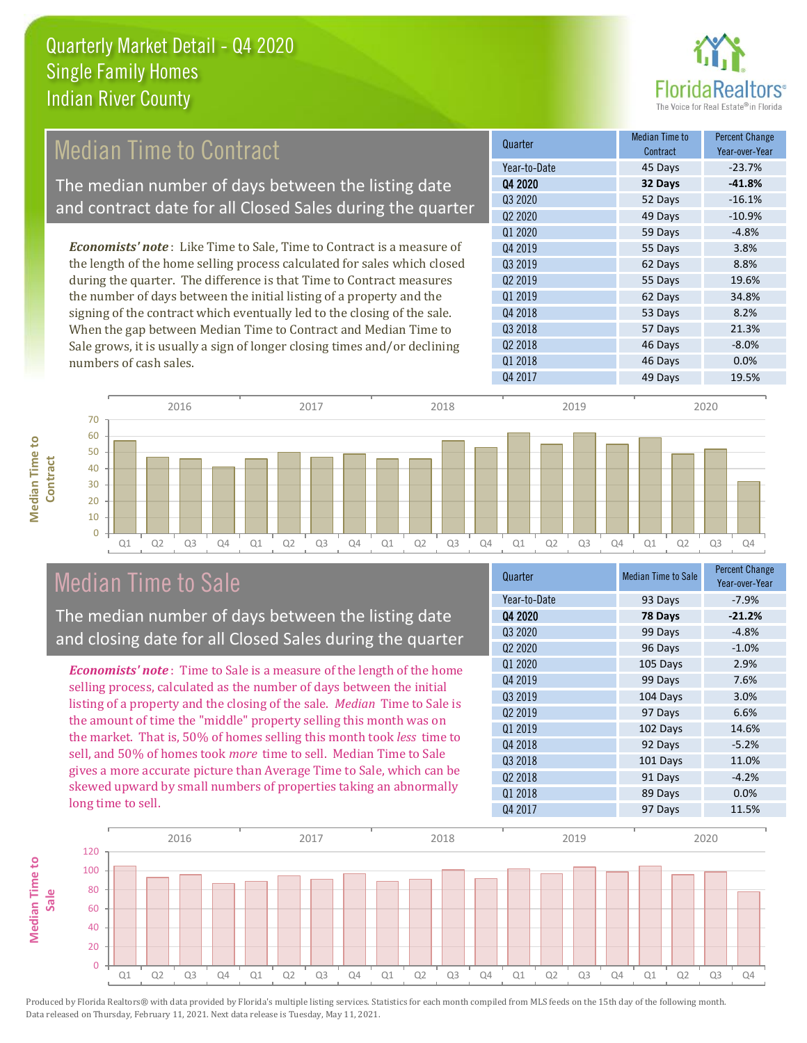# Quarterly Market Detail - Q4 2020
## Single Family Homes
## Indian River County

## Median Time to Contract

The median number of days between the listing date and contract date for all Closed Sales during the quarter

*Economists' note*: Like Time to Sale, Time to Contract is a measure of the length of the home selling process calculated for sales which closed during the quarter. The difference is that Time to Contract measures the number of days between the initial listing of a property and the signing of the contract which eventually led to the closing of the sale. When the gap between Median Time to Contract and Median Time to Sale grows, it is usually a sign of longer closing times and/or declining numbers of cash sales.

| Quarter | Median Time to Contract | Percent Change Year-over-Year |
|---|---|---|
| Year-to-Date | 45 Days | -23.7% |
| **Q4 2020** | **32 Days** | **-41.8%** |
| Q3 2020 | 52 Days | -16.1% |
| Q2 2020 | 49 Days | -10.9% |
| Q1 2020 | 59 Days | -4.8% |
| Q4 2019 | 55 Days | 3.8% |
| Q3 2019 | 62 Days | 8.8% |
| Q2 2019 | 55 Days | 19.6% |
| Q1 2019 | 62 Days | 34.8% |
| Q4 2018 | 53 Days | 8.2% |
| Q3 2018 | 57 Days | 21.3% |
| Q2 2018 | 46 Days | -8.0% |
| Q1 2018 | 46 Days | 0.0% |
| Q4 2017 | 49 Days | 19.5% |

## Median Time to Sale

The median number of days between the listing date and closing date for all Closed Sales during the quarter

*Economists' note*: Time to Sale is a measure of the length of the home selling process, calculated as the number of days between the initial listing of a property and the closing of the sale. *Median* Time to Sale is the amount of time the "middle" property selling this month was on the market. That is, 50% of homes selling this month took *less* time to sell, and 50% of homes took *more* time to sell. Median Time to Sale gives a more accurate picture than Average Time to Sale, which can be skewed upward by small numbers of properties taking an abnormally long time to sell.

| Quarter | Median Time to Sale | Percent Change Year-over-Year |
|---|---|---|
| Year-to-Date | 93 Days | -7.9% |
| **Q4 2020** | **78 Days** | **-21.2%** |
| Q3 2020 | 99 Days | -4.8% |
| Q2 2020 | 96 Days | -1.0% |
| Q1 2020 | 105 Days | 2.9% |
| Q4 2019 | 99 Days | 7.6% |
| Q3 2019 | 104 Days | 3.0% |
| Q2 2019 | 97 Days | 6.6% |
| Q1 2019 | 102 Days | 14.6% |
| Q4 2018 | 92 Days | -5.2% |
| Q3 2018 | 101 Days | 11.0% |
| Q2 2018 | 91 Days | -4.2% |
| Q1 2018 | 89 Days | 0.0% |
| Q4 2017 | 97 Days | 11.5% |

Produced by Florida Realtors® with data provided by Florida's multiple listing services. Statistics for each month compiled from MLS feeds on the 15th day of the following month. Data released on Thursday, February 11, 2021. Next data release is Tuesday, May 11, 2021.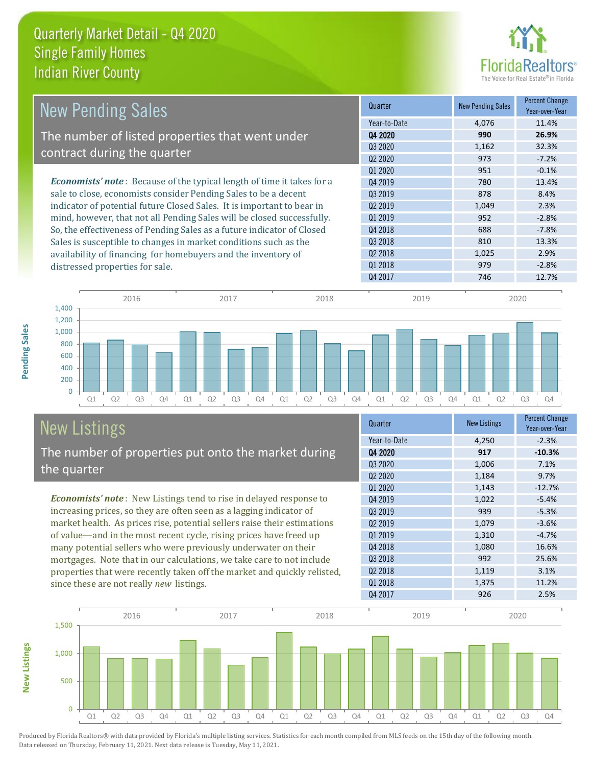# Quarterly Market Detail - Q4 2020
## Single Family Homes
## Indian River County

## New Pending Sales

The number of listed properties that went under contract during the quarter

*Economists' note*: Because of the typical length of time it takes for a sale to close, economists consider Pending Sales to be a decent indicator of potential future Closed Sales. It is important to bear in mind, however, that not all Pending Sales will be closed successfully. So, the effectiveness of Pending Sales as a future indicator of Closed Sales is susceptible to changes in market conditions such as the availability of financing for homebuyers and the inventory of distressed properties for sale.

| Quarter | New Pending Sales | Percent Change Year-over-Year |
|---|---|---|
| Year-to-Date | 4,076 | 11.4% |
| **Q4 2020** | **990** | **26.9%** |
| Q3 2020 | 1,162 | 32.3% |
| Q2 2020 | 973 | -7.2% |
| Q1 2020 | 951 | -0.1% |
| Q4 2019 | 780 | 13.4% |
| Q3 2019 | 878 | 8.4% |
| Q2 2019 | 1,049 | 2.3% |
| Q1 2019 | 952 | -2.8% |
| Q4 2018 | 688 | -7.8% |
| Q3 2018 | 810 | 13.3% |
| Q2 2018 | 1,025 | 2.9% |
| Q1 2018 | 979 | -2.8% |
| Q4 2017 | 746 | 12.7% |

## New Listings

The number of properties put onto the market during the quarter

*Economists' note*: New Listings tend to rise in delayed response to increasing prices, so they are often seen as a lagging indicator of market health. As prices rise, potential sellers raise their estimations of value—and in the most recent cycle, rising prices have freed up many potential sellers who were previously underwater on their mortgages. Note that in our calculations, we take care to not include properties that were recently taken off the market and quickly relisted, since these are not really *new* listings.

| Quarter | New Listings | Percent Change Year-over-Year |
|---|---|---|
| Year-to-Date | 4,250 | -2.3% |
| **Q4 2020** | **917** | **-10.3%** |
| Q3 2020 | 1,006 | 7.1% |
| Q2 2020 | 1,184 | 9.7% |
| Q1 2020 | 1,143 | -12.7% |
| Q4 2019 | 1,022 | -5.4% |
| Q3 2019 | 939 | -5.3% |
| Q2 2019 | 1,079 | -3.6% |
| Q1 2019 | 1,310 | -4.7% |
| Q4 2018 | 1,080 | 16.6% |
| Q3 2018 | 992 | 25.6% |
| Q2 2018 | 1,119 | 3.1% |
| Q1 2018 | 1,375 | 11.2% |
| Q4 2017 | 926 | 2.5% |

Produced by Florida Realtors® with data provided by Florida's multiple listing services. Statistics for each month compiled from MLS feeds on the 15th day of the following month. Data released on Thursday, February 11, 2021. Next data release is Tuesday, May 11, 2021.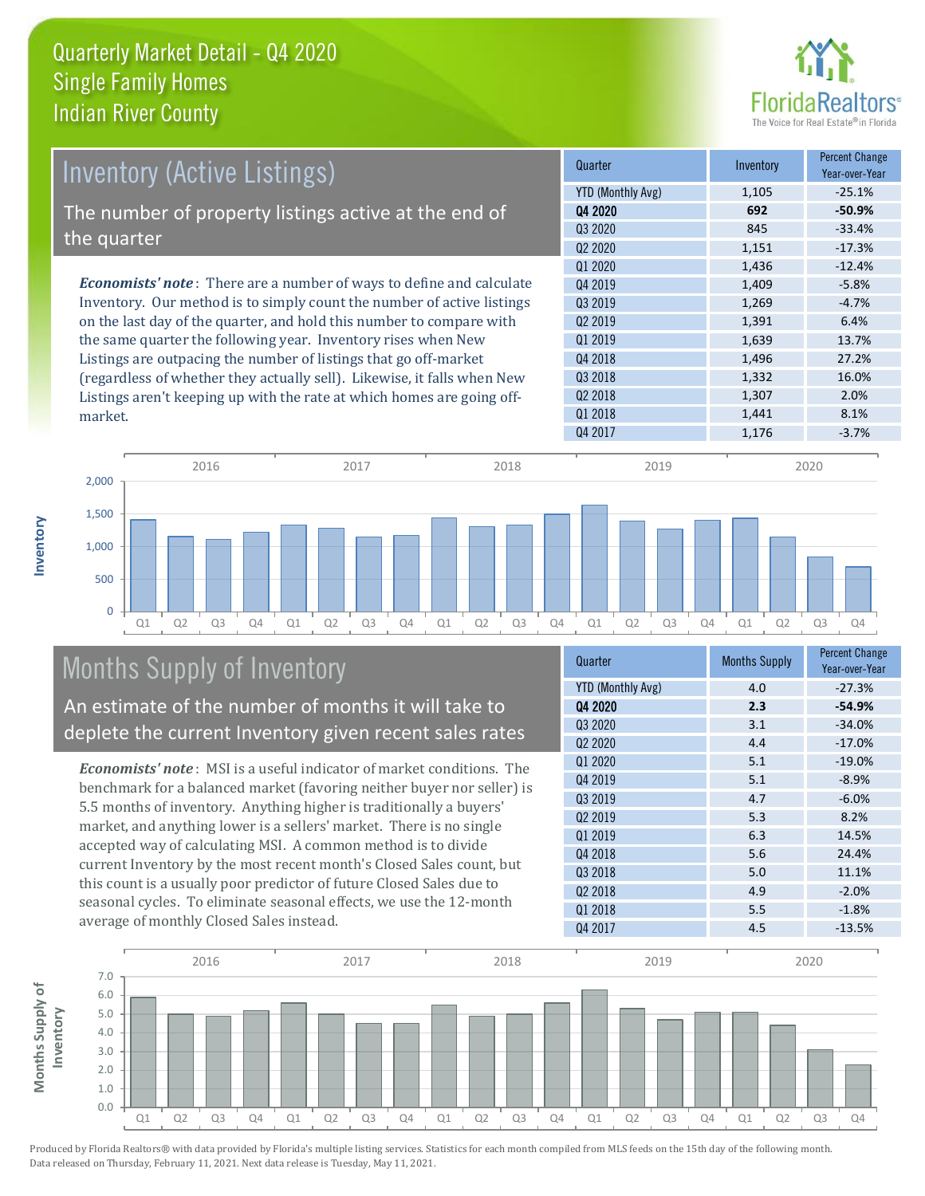# Quarterly Market Detail - Q4 2020
## Single Family Homes
## Indian River County

## Inventory (Active Listings)

The number of property listings active at the end of the quarter

***Economists' note***: There are a number of ways to define and calculate Inventory. Our method is to simply count the number of active listings on the last day of the quarter, and hold this number to compare with the same quarter the following year. Inventory rises when New Listings are outpacing the number of listings that go off-market (regardless of whether they actually sell). Likewise, it falls when New Listings aren't keeping up with the rate at which homes are going off-market.

| Quarter | Inventory | Percent Change Year-over-Year |
|---|---|---|
| YTD (Monthly Avg) | 1,105 | -25.1% |
| **Q4 2020** | **692** | **-50.9%** |
| Q3 2020 | 845 | -33.4% |
| Q2 2020 | 1,151 | -17.3% |
| Q1 2020 | 1,436 | -12.4% |
| Q4 2019 | 1,409 | -5.8% |
| Q3 2019 | 1,269 | -4.7% |
| Q2 2019 | 1,391 | 6.4% |
| Q1 2019 | 1,639 | 13.7% |
| Q4 2018 | 1,496 | 27.2% |
| Q3 2018 | 1,332 | 16.0% |
| Q2 2018 | 1,307 | 2.0% |
| Q1 2018 | 1,441 | 8.1% |
| Q4 2017 | 1,176 | -3.7% |

## Months Supply of Inventory

An estimate of the number of months it will take to deplete the current Inventory given recent sales rates

***Economists' note***: MSI is a useful indicator of market conditions. The benchmark for a balanced market (favoring neither buyer nor seller) is 5.5 months of inventory. Anything higher is traditionally a buyers' market, and anything lower is a sellers' market. There is no single accepted way of calculating MSI. A common method is to divide current Inventory by the most recent month's Closed Sales count, but this count is a usually poor predictor of future Closed Sales due to seasonal cycles. To eliminate seasonal effects, we use the 12-month average of monthly Closed Sales instead.

| Quarter | Months Supply | Percent Change Year-over-Year |
|---|---|---|
| YTD (Monthly Avg) | 4.0 | -27.3% |
| **Q4 2020** | **2.3** | **-54.9%** |
| Q3 2020 | 3.1 | -34.0% |
| Q2 2020 | 4.4 | -17.0% |
| Q1 2020 | 5.1 | -19.0% |
| Q4 2019 | 5.1 | -8.9% |
| Q3 2019 | 4.7 | -6.0% |
| Q2 2019 | 5.3 | 8.2% |
| Q1 2019 | 6.3 | 14.5% |
| Q4 2018 | 5.6 | 24.4% |
| Q3 2018 | 5.0 | 11.1% |
| Q2 2018 | 4.9 | -2.0% |
| Q1 2018 | 5.5 | -1.8% |
| Q4 2017 | 4.5 | -13.5% |

Produced by Florida Realtors® with data provided by Florida's multiple listing services. Statistics for each month compiled from MLS feeds on the 15th day of the following month. Data released on Thursday, February 11, 2021. Next data release is Tuesday, May 11, 2021.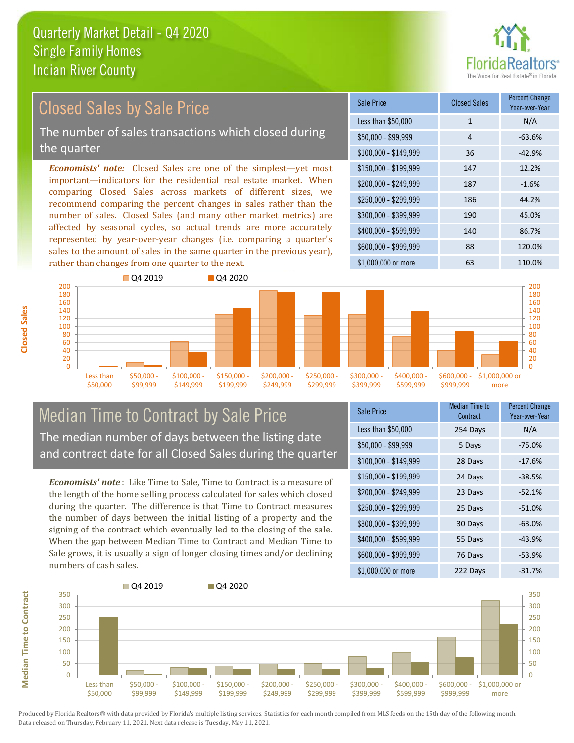# Quarterly Market Detail - Q4 2020
## Single Family Homes
## Indian River County

## Closed Sales by Sale Price

The number of sales transactions which closed during the quarter

*Economists' note:* Closed Sales are one of the simplest—yet most important—indicators for the residential real estate market. When comparing Closed Sales across markets of different sizes, we recommend comparing the percent changes in sales rather than the number of sales. Closed Sales (and many other market metrics) are affected by seasonal cycles, so actual trends are more accurately represented by year-over-year changes (i.e. comparing a quarter's sales to the amount of sales in the same quarter in the previous year), rather than changes from one quarter to the next.

| Sale Price | Closed Sales | Percent Change Year-over-Year |
|---|---|---|
| Less than $50,000 | 1 | N/A |
| $50,000 - $99,999 | 4 | -63.6% |
| $100,000 - $149,999 | 36 | -42.9% |
| $150,000 - $199,999 | 147 | 12.2% |
| $200,000 - $249,999 | 187 | -1.6% |
| $250,000 - $299,999 | 186 | 44.2% |
| $300,000 - $399,999 | 190 | 45.0% |
| $400,000 - $599,999 | 140 | 86.7% |
| $600,000 - $999,999 | 88 | 120.0% |
| $1,000,000 or more | 63 | 110.0% |

## Median Time to Contract by Sale Price

The median number of days between the listing date and contract date for all Closed Sales during the quarter

*Economists' note*: Like Time to Sale, Time to Contract is a measure of the length of the home selling process calculated for sales which closed during the quarter. The difference is that Time to Contract measures the number of days between the initial listing of a property and the signing of the contract which eventually led to the closing of the sale. When the gap between Median Time to Contract and Median Time to Sale grows, it is usually a sign of longer closing times and/or declining numbers of cash sales.

| Sale Price | Median Time to Contract | Percent Change Year-over-Year |
|---|---|---|
| Less than $50,000 | 254 Days | N/A |
| $50,000 - $99,999 | 5 Days | -75.0% |
| $100,000 - $149,999 | 28 Days | -17.6% |
| $150,000 - $199,999 | 24 Days | -38.5% |
| $200,000 - $249,999 | 23 Days | -52.1% |
| $250,000 - $299,999 | 25 Days | -51.0% |
| $300,000 - $399,999 | 30 Days | -63.0% |
| $400,000 - $599,999 | 55 Days | -43.9% |
| $600,000 - $999,999 | 76 Days | -53.9% |
| $1,000,000 or more | 222 Days | -31.7% |

Produced by Florida Realtors® with data provided by Florida's multiple listing services. Statistics for each month compiled from MLS feeds on the 15th day of the following month. Data released on Thursday, February 11, 2021. Next data release is Tuesday, May 11, 2021.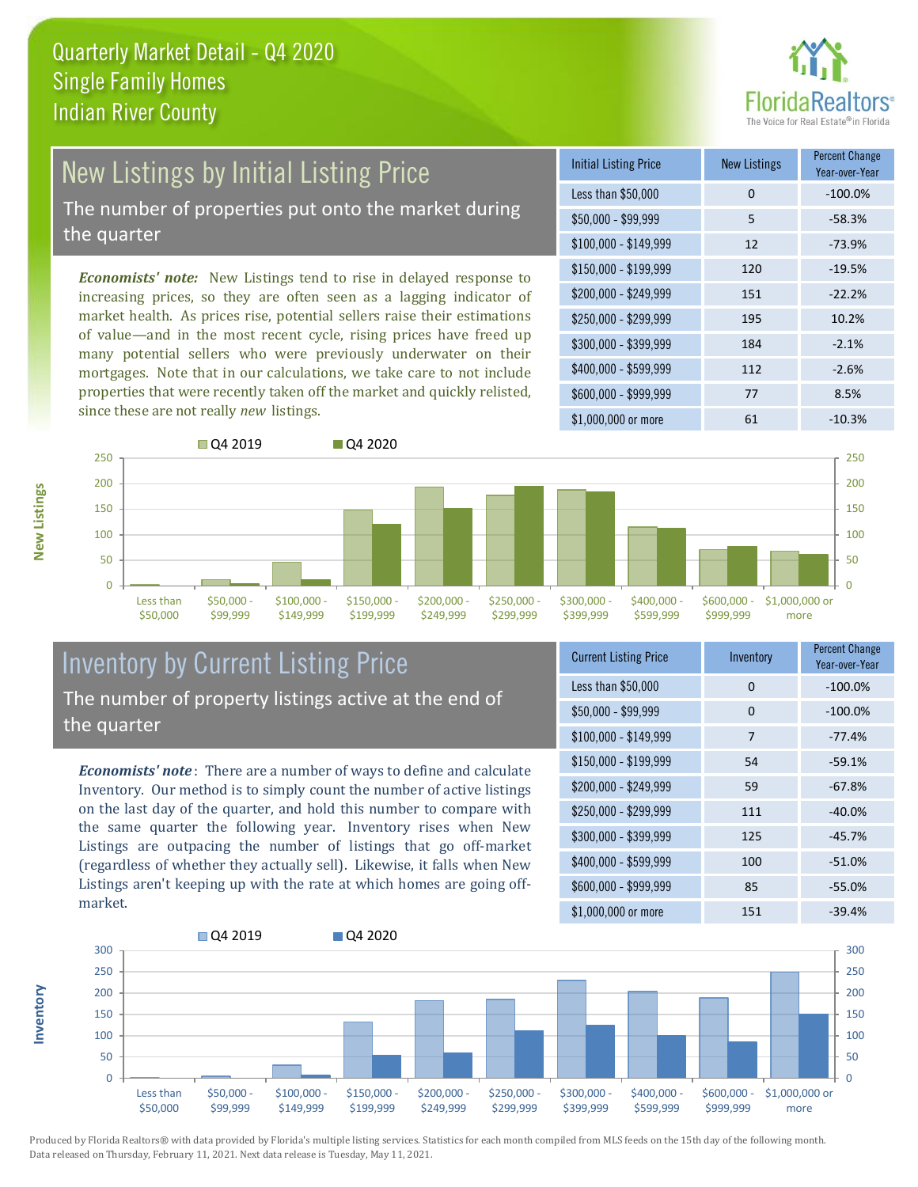# Quarterly Market Detail - Q4 2020
## Single Family Homes
## Indian River County

## New Listings by Initial Listing Price

The number of properties put onto the market during the quarter

*Economists' note:* New Listings tend to rise in delayed response to increasing prices, so they are often seen as a lagging indicator of market health. As prices rise, potential sellers raise their estimations of value—and in the most recent cycle, rising prices have freed up many potential sellers who were previously underwater on their mortgages. Note that in our calculations, we take care to not include properties that were recently taken off the market and quickly relisted, since these are not really *new* listings.

| Initial Listing Price | New Listings | Percent Change Year-over-Year |
|---|---|---|
| Less than $50,000 | 0 | -100.0% |
| $50,000 - $99,999 | 5 | -58.3% |
| $100,000 - $149,999 | 12 | -73.9% |
| $150,000 - $199,999 | 120 | -19.5% |
| $200,000 - $249,999 | 151 | -22.2% |
| $250,000 - $299,999 | 195 | 10.2% |
| $300,000 - $399,999 | 184 | -2.1% |
| $400,000 - $599,999 | 112 | -2.6% |
| $600,000 - $999,999 | 77 | 8.5% |
| $1,000,000 or more | 61 | -10.3% |

## Inventory by Current Listing Price

The number of property listings active at the end of the quarter

*Economists' note*: There are a number of ways to define and calculate Inventory. Our method is to simply count the number of active listings on the last day of the quarter, and hold this number to compare with the same quarter the following year. Inventory rises when New Listings are outpacing the number of listings that go off-market (regardless of whether they actually sell). Likewise, it falls when New Listings aren't keeping up with the rate at which homes are going off-market.

| Current Listing Price | Inventory | Percent Change Year-over-Year |
|---|---|---|
| Less than $50,000 | 0 | -100.0% |
| $50,000 - $99,999 | 0 | -100.0% |
| $100,000 - $149,999 | 7 | -77.4% |
| $150,000 - $199,999 | 54 | -59.1% |
| $200,000 - $249,999 | 59 | -67.8% |
| $250,000 - $299,999 | 111 | -40.0% |
| $300,000 - $399,999 | 125 | -45.7% |
| $400,000 - $599,999 | 100 | -51.0% |
| $600,000 - $999,999 | 85 | -55.0% |
| $1,000,000 or more | 151 | -39.4% |

Produced by Florida Realtors® with data provided by Florida's multiple listing services. Statistics for each month compiled from MLS feeds on the 15th day of the following month. Data released on Thursday, February 11, 2021. Next data release is Tuesday, May 11, 2021.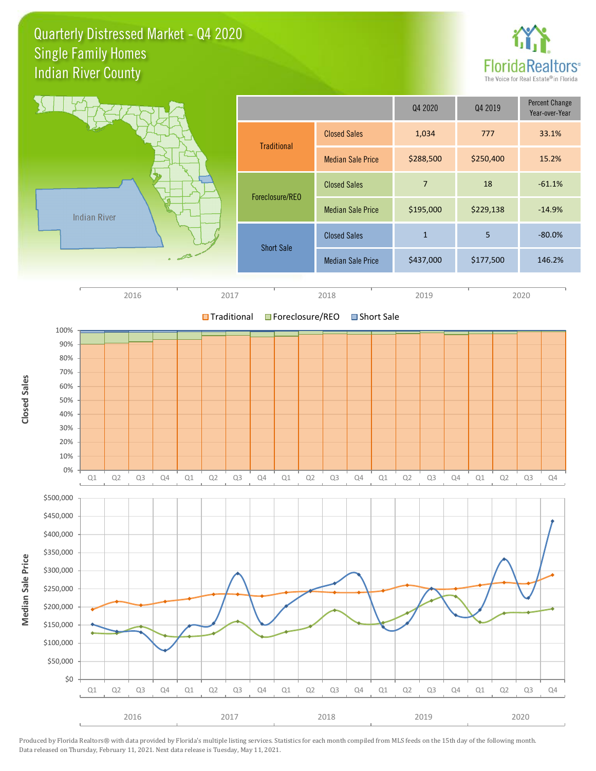# Quarterly Distressed Market - Q4 2020
## Single Family Homes
## Indian River County

FloridaRealtors®
The Voice for Real Estate® in Florida

Indian River

| | | Q4 2020 | Q4 2019 | Percent Change Year-over-Year |
|---|---|---|---|---|
| Traditional | Closed Sales | 1,034 | 777 | 33.1% |
| | Median Sale Price | $288,500 | $250,400 | 15.2% |
| Foreclosure/REO | Closed Sales | 7 | 18 | -61.1% |
| | Median Sale Price | $195,000 | $229,138 | -14.9% |
| Short Sale | Closed Sales | 1 | 5 | -80.0% |
| | Median Sale Price | $437,000 | $177,500 | 146.2% |

2016 2017 2018 2019 2020

Traditional Foreclosure/REO Short Sale

Closed Sales

100% 90% 80% 70% 60% 50% 40% 30% 20% 10% 0%

Q1 Q2 Q3 Q4 Q1 Q2 Q3 Q4 Q1 Q2 Q3 Q4 Q1 Q2 Q3 Q4 Q1 Q2 Q3 Q4

Median Sale Price

$500,000 $450,000 $400,000 $350,000 $300,000 $250,000 $200,000 $150,000 $100,000 $50,000 $0

Q1 Q2 Q3 Q4 Q1 Q2 Q3 Q4 Q1 Q2 Q3 Q4 Q1 Q2 Q3 Q4 Q1 Q2 Q3 Q4

2016 2017 2018 2019 2020

Produced by Florida Realtors® with data provided by Florida's multiple listing services. Statistics for each month compiled from MLS feeds on the 15th day of the following month.
Data released on Thursday, February 11, 2021. Next data release is Tuesday, May 11, 2021.